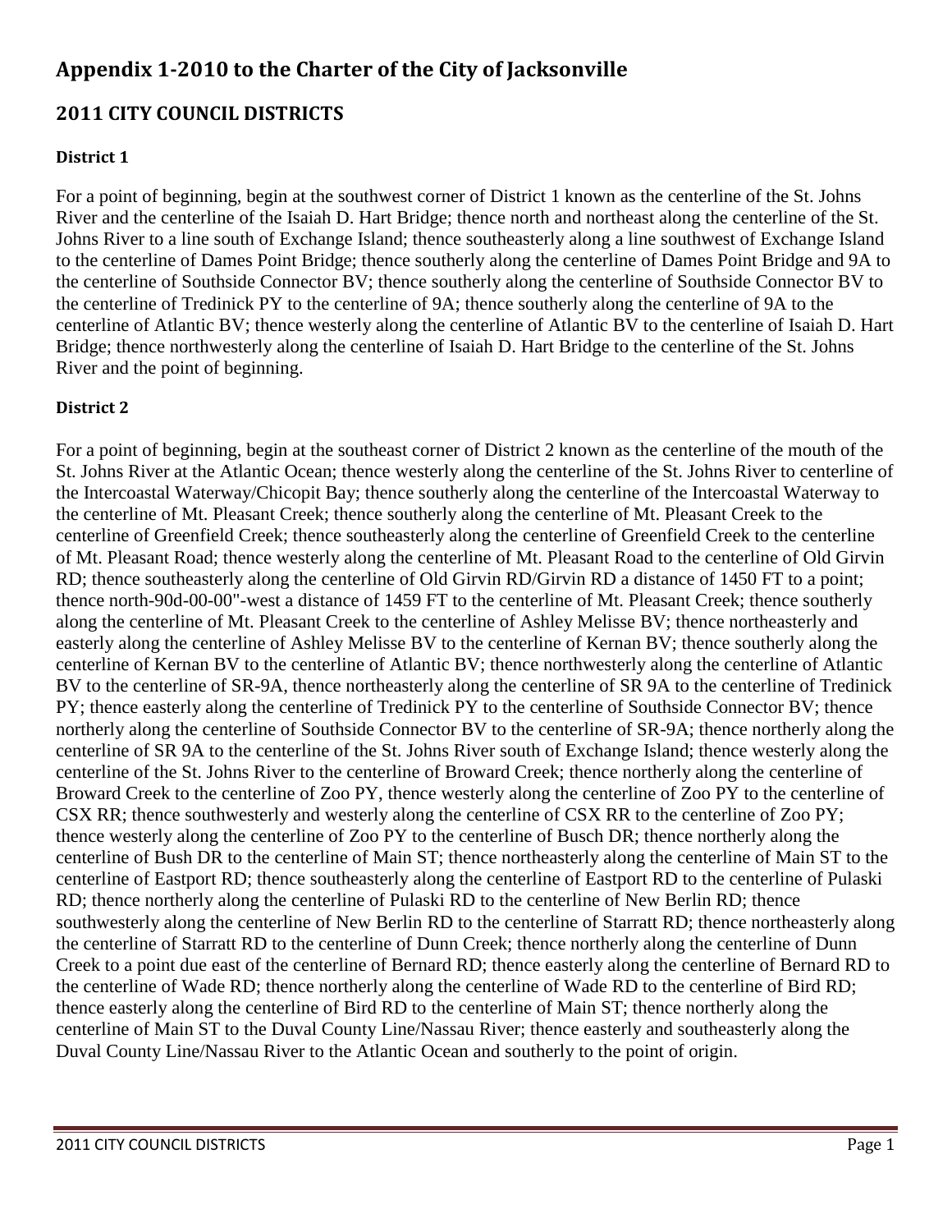# Appendix 1-2010 to the Charter of the City of Jacksonville

## 2011 CITY COUNCIL DISTRICTS

### District 1

For a point of beginning, begin at the southwest corner of District 1 known as the centerline of the St. Johns River and the centerline of the Isaiah D. Hart Bridge; thence north and northeast along the centerline of the St. Johns River to a line south of Exchange Island; thence southeasterly along a line southwest of Exchange Island to the centerline of Dames Point Bridge; thence southerly along the centerline of Dames Point Bridge and 9A to the centerline of Southside Connector BV; thence southerly along the centerline of Southside Connector BV to the centerline of Tredinick PY to the centerline of 9A; thence southerly along the centerline of 9A to the centerline of Atlantic BV; thence westerly along the centerline of Atlantic BV to the centerline of Isaiah D. Hart Bridge; thence northwesterly along the centerline of Isaiah D. Hart Bridge to the centerline of the St. Johns River and the point of beginning.

### District 2

For a point of beginning, begin at the southeast corner of District 2 known as the centerline of the mouth of the St. Johns River at the Atlantic Ocean; thence westerly along the centerline of the St. Johns River to centerline of the Intercoastal Waterway/Chicopit Bay; thence southerly along the centerline of the Intercoastal Waterway to the centerline of Mt. Pleasant Creek; thence southerly along the centerline of Mt. Pleasant Creek to the centerline of Greenfield Creek; thence southeasterly along the centerline of Greenfield Creek to the centerline of Mt. Pleasant Road; thence westerly along the centerline of Mt. Pleasant Road to the centerline of Old Girvin RD; thence southeasterly along the centerline of Old Girvin RD/Girvin RD a distance of 1450 FT to a point; thence north-90d-00-00"-west a distance of 1459 FT to the centerline of Mt. Pleasant Creek; thence southerly along the centerline of Mt. Pleasant Creek to the centerline of Ashley Melisse BV; thence northeasterly and easterly along the centerline of Ashley Melisse BV to the centerline of Kernan BV; thence southerly along the centerline of Kernan BV to the centerline of Atlantic BV; thence northwesterly along the centerline of Atlantic BV to the centerline of SR-9A, thence northeasterly along the centerline of SR 9A to the centerline of Tredinick PY; thence easterly along the centerline of Tredinick PY to the centerline of Southside Connector BV; thence northerly along the centerline of Southside Connector BV to the centerline of SR-9A; thence northerly along the centerline of SR 9A to the centerline of the St. Johns River south of Exchange Island; thence westerly along the centerline of the St. Johns River to the centerline of Broward Creek; thence northerly along the centerline of Broward Creek to the centerline of Zoo PY, thence westerly along the centerline of Zoo PY to the centerline of CSX RR; thence southwesterly and westerly along the centerline of CSX RR to the centerline of Zoo PY; thence westerly along the centerline of Zoo PY to the centerline of Busch DR; thence northerly along the centerline of Bush DR to the centerline of Main ST; thence northeasterly along the centerline of Main ST to the centerline of Eastport RD; thence southeasterly along the centerline of Eastport RD to the centerline of Pulaski RD; thence northerly along the centerline of Pulaski RD to the centerline of New Berlin RD; thence southwesterly along the centerline of New Berlin RD to the centerline of Starratt RD; thence northeasterly along the centerline of Starratt RD to the centerline of Dunn Creek; thence northerly along the centerline of Dunn Creek to a point due east of the centerline of Bernard RD; thence easterly along the centerline of Bernard RD to the centerline of Wade RD; thence northerly along the centerline of Wade RD to the centerline of Bird RD; thence easterly along the centerline of Bird RD to the centerline of Main ST; thence northerly along the centerline of Main ST to the Duval County Line/Nassau River; thence easterly and southeasterly along the Duval County Line/Nassau River to the Atlantic Ocean and southerly to the point of origin.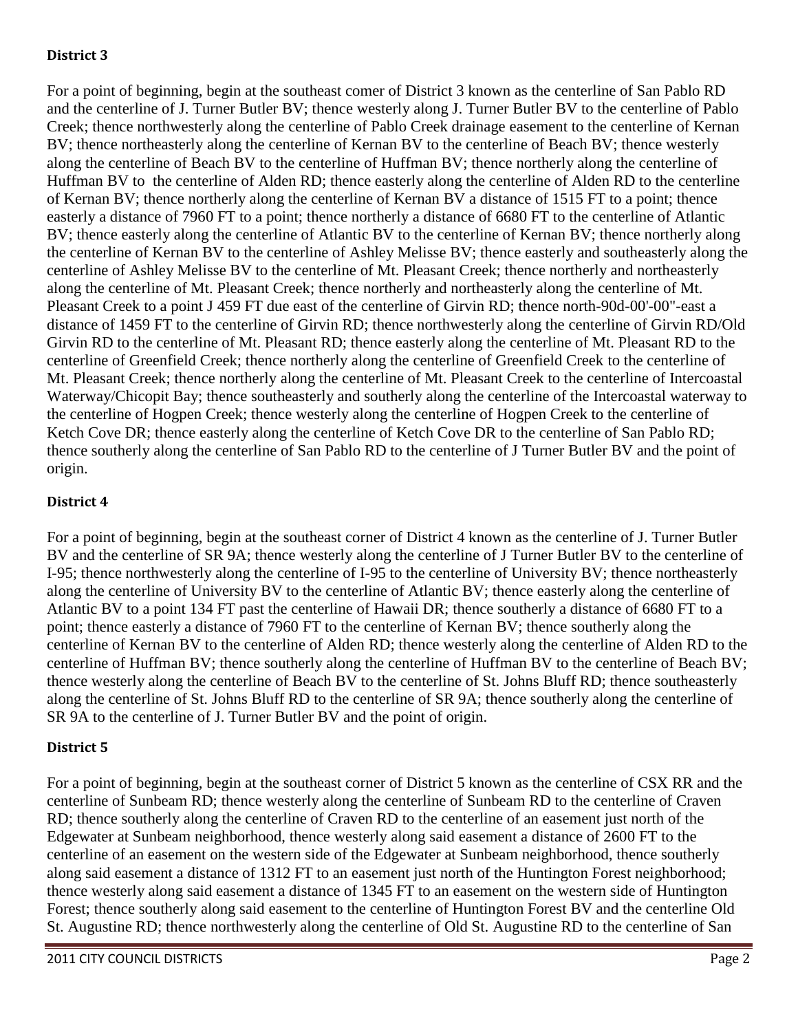**District 3**

For a point of beginning, begin at the southeast comer of District 3 known as the centerline of San Pablo RD and the centerline of J. Turner Butler BV; thence westerly along J. Turner Butler BV to the centerline of Pablo Creek; thence northwesterly along the centerline of Pablo Creek drainage easement to the centerline of Kernan BV; thence northeasterly along the centerline of Kernan BV to the centerline of Beach BV; thence westerly along the centerline of Beach BV to the centerline of Huffman BV; thence northerly along the centerline of Huffman BV to the centerline of Alden RD; thence easterly along the centerline of Alden RD to the centerline of Kernan BV; thence northerly along the centerline of Kernan BV a distance of 1515 FT to a point; thence easterly a distance of 7960 FT to a point; thence northerly a distance of 6680 FT to the centerline of Atlantic BV; thence easterly along the centerline of Atlantic BV to the centerline of Kernan BV; thence northerly along the centerline of Kernan BV to the centerline of Ashley Melisse BV; thence easterly and southeasterly along the centerline of Ashley Melisse BV to the centerline of Mt. Pleasant Creek; thence northerly and northeasterly along the centerline of Mt. Pleasant Creek; thence northerly and northeasterly along the centerline of Mt. Pleasant Creek to a point J 459 FT due east of the centerline of Girvin RD; thence north-90d-00'-00"-east a distance of 1459 FT to the centerline of Girvin RD; thence northwesterly along the centerline of Girvin RD/Old Girvin RD to the centerline of Mt. Pleasant RD; thence easterly along the centerline of Mt. Pleasant RD to the centerline of Greenfield Creek; thence northerly along the centerline of Greenfield Creek to the centerline of Mt. Pleasant Creek; thence northerly along the centerline of Mt. Pleasant Creek to the centerline of Intercoastal Waterway/Chicopit Bay; thence southeasterly and southerly along the centerline of the Intercoastal waterway to the centerline of Hogpen Creek; thence westerly along the centerline of Hogpen Creek to the centerline of Ketch Cove DR; thence easterly along the centerline of Ketch Cove DR to the centerline of San Pablo RD; thence southerly along the centerline of San Pablo RD to the centerline of J Turner Butler BV and the point of origin.

**District 4**

For a point of beginning, begin at the southeast corner of District 4 known as the centerline of J. Turner Butler BV and the centerline of SR 9A; thence westerly along the centerline of J Turner Butler BV to the centerline of I-95; thence northwesterly along the centerline of I-95 to the centerline of University BV; thence northeasterly along the centerline of University BV to the centerline of Atlantic BV; thence easterly along the centerline of Atlantic BV to a point 134 FT past the centerline of Hawaii DR; thence southerly a distance of 6680 FT to a point; thence easterly a distance of 7960 FT to the centerline of Kernan BV; thence southerly along the centerline of Kernan BV to the centerline of Alden RD; thence westerly along the centerline of Alden RD to the centerline of Huffman BV; thence southerly along the centerline of Huffman BV to the centerline of Beach BV; thence westerly along the centerline of Beach BV to the centerline of St. Johns Bluff RD; thence southeasterly along the centerline of St. Johns Bluff RD to the centerline of SR 9A; thence southerly along the centerline of SR 9A to the centerline of J. Turner Butler BV and the point of origin.

**District 5**

For a point of beginning, begin at the southeast corner of District 5 known as the centerline of CSX RR and the centerline of Sunbeam RD; thence westerly along the centerline of Sunbeam RD to the centerline of Craven RD; thence southerly along the centerline of Craven RD to the centerline of an easement just north of the Edgewater at Sunbeam neighborhood, thence westerly along said easement a distance of 2600 FT to the centerline of an easement on the western side of the Edgewater at Sunbeam neighborhood, thence southerly along said easement a distance of 1312 FT to an easement just north of the Huntington Forest neighborhood; thence westerly along said easement a distance of 1345 FT to an easement on the western side of Huntington Forest; thence southerly along said easement to the centerline of Huntington Forest BV and the centerline Old St. Augustine RD; thence northwesterly along the centerline of Old St. Augustine RD to the centerline of San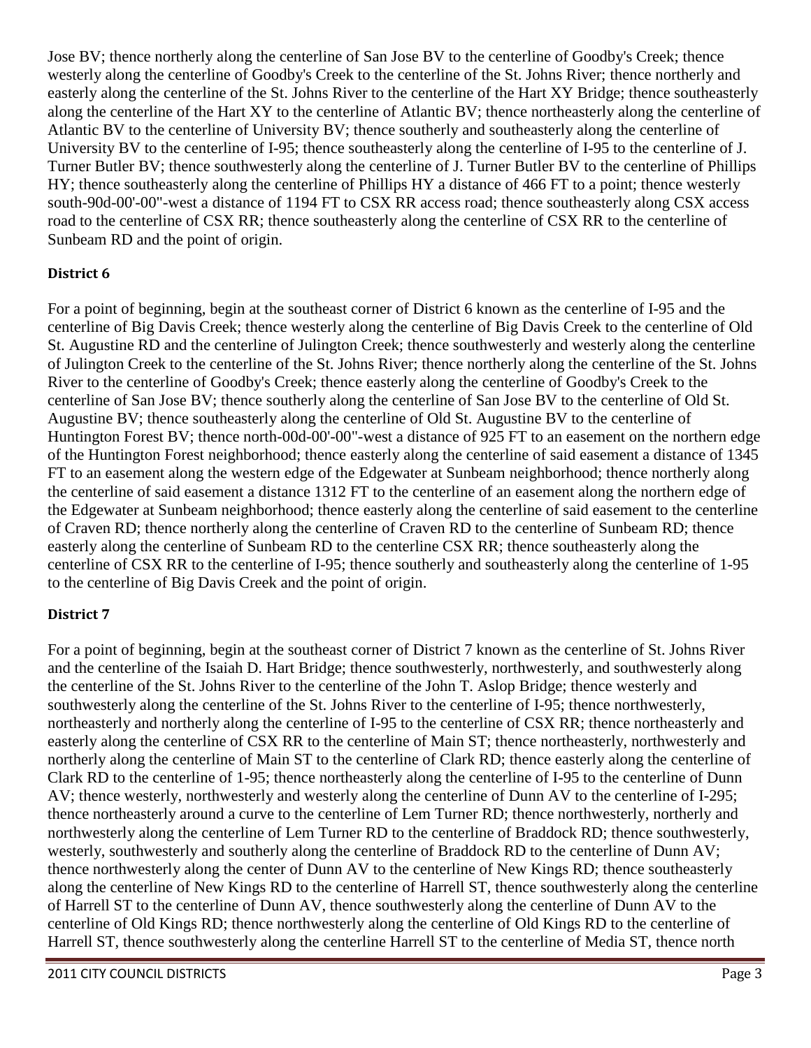Jose BV; thence northerly along the centerline of San Jose BV to the centerline of Goodby's Creek; thence westerly along the centerline of Goodby's Creek to the centerline of the St. Johns River; thence northerly and easterly along the centerline of the St. Johns River to the centerline of the Hart XY Bridge; thence southeasterly along the centerline of the Hart XY to the centerline of Atlantic BV; thence northeasterly along the centerline of Atlantic BV to the centerline of University BV; thence southerly and southeasterly along the centerline of University BV to the centerline of I-95; thence southeasterly along the centerline of I-95 to the centerline of J. Turner Butler BV; thence southwesterly along the centerline of J. Turner Butler BV to the centerline of Phillips HY; thence southeasterly along the centerline of Phillips HY a distance of 466 FT to a point; thence westerly south-90d-00'-00"-west a distance of 1194 FT to CSX RR access road; thence southeasterly along CSX access road to the centerline of CSX RR; thence southeasterly along the centerline of CSX RR to the centerline of Sunbeam RD and the point of origin.

### District 6

For a point of beginning, begin at the southeast corner of District 6 known as the centerline of I-95 and the centerline of Big Davis Creek; thence westerly along the centerline of Big Davis Creek to the centerline of Old St. Augustine RD and the centerline of Julington Creek; thence southwesterly and westerly along the centerline of Julington Creek to the centerline of the St. Johns River; thence northerly along the centerline of the St. Johns River to the centerline of Goodby's Creek; thence easterly along the centerline of Goodby's Creek to the centerline of San Jose BV; thence southerly along the centerline of San Jose BV to the centerline of Old St. Augustine BV; thence southeasterly along the centerline of Old St. Augustine BV to the centerline of Huntington Forest BV; thence north-00d-00'-00"-west a distance of 925 FT to an easement on the northern edge of the Huntington Forest neighborhood; thence easterly along the centerline of said easement a distance of 1345 FT to an easement along the western edge of the Edgewater at Sunbeam neighborhood; thence northerly along the centerline of said easement a distance 1312 FT to the centerline of an easement along the northern edge of the Edgewater at Sunbeam neighborhood; thence easterly along the centerline of said easement to the centerline of Craven RD; thence northerly along the centerline of Craven RD to the centerline of Sunbeam RD; thence easterly along the centerline of Sunbeam RD to the centerline CSX RR; thence southeasterly along the centerline of CSX RR to the centerline of I-95; thence southerly and southeasterly along the centerline of 1-95 to the centerline of Big Davis Creek and the point of origin.

### District 7

For a point of beginning, begin at the southeast corner of District 7 known as the centerline of St. Johns River and the centerline of the Isaiah D. Hart Bridge; thence southwesterly, northwesterly, and southwesterly along the centerline of the St. Johns River to the centerline of the John T. Aslop Bridge; thence westerly and southwesterly along the centerline of the St. Johns River to the centerline of I-95; thence northwesterly, northeasterly and northerly along the centerline of I-95 to the centerline of CSX RR; thence northeasterly and easterly along the centerline of CSX RR to the centerline of Main ST; thence northeasterly, northwesterly and northerly along the centerline of Main ST to the centerline of Clark RD; thence easterly along the centerline of Clark RD to the centerline of 1-95; thence northeasterly along the centerline of I-95 to the centerline of Dunn AV; thence westerly, northwesterly and westerly along the centerline of Dunn AV to the centerline of I-295; thence northeasterly around a curve to the centerline of Lem Turner RD; thence northwesterly, northerly and northwesterly along the centerline of Lem Turner RD to the centerline of Braddock RD; thence southwesterly, westerly, southwesterly and southerly along the centerline of Braddock RD to the centerline of Dunn AV; thence northwesterly along the center of Dunn AV to the centerline of New Kings RD; thence southeasterly along the centerline of New Kings RD to the centerline of Harrell ST, thence southwesterly along the centerline of Harrell ST to the centerline of Dunn AV, thence southwesterly along the centerline of Dunn AV to the centerline of Old Kings RD; thence northwesterly along the centerline of Old Kings RD to the centerline of Harrell ST, thence southwesterly along the centerline Harrell ST to the centerline of Media ST, thence north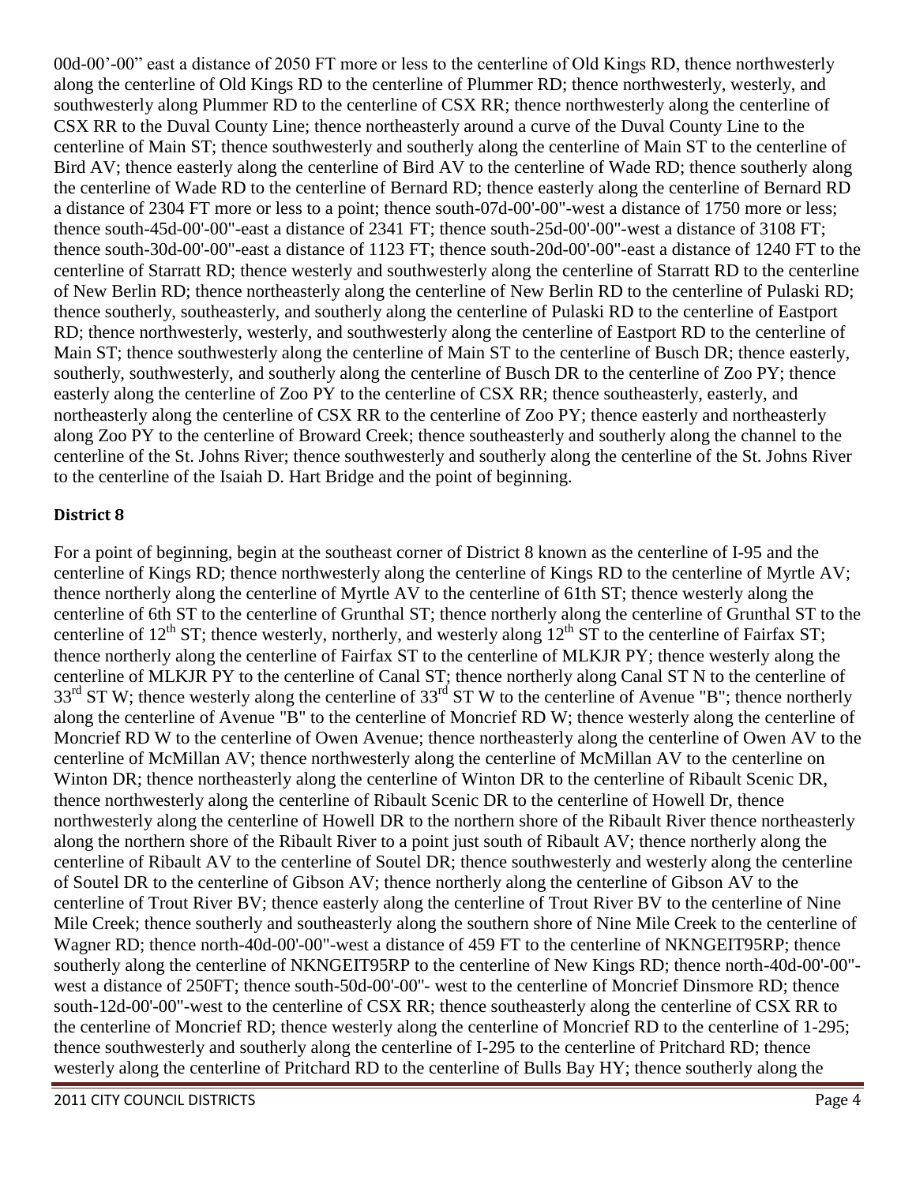00d-00’-00” east a distance of 2050 FT more or less to the centerline of Old Kings RD, thence northwesterly along the centerline of Old Kings RD to the centerline of Plummer RD; thence northwesterly, westerly, and southwesterly along Plummer RD to the centerline of CSX RR; thence northwesterly along the centerline of CSX RR to the Duval County Line; thence northeasterly around a curve of the Duval County Line to the centerline of Main ST; thence southwesterly and southerly along the centerline of Main ST to the centerline of Bird AV; thence easterly along the centerline of Bird AV to the centerline of Wade RD; thence southerly along the centerline of Wade RD to the centerline of Bernard RD; thence easterly along the centerline of Bernard RD a distance of 2304 FT more or less to a point; thence south-07d-00'-00"-west a distance of 1750 more or less; thence south-45d-00'-00"-east a distance of 2341 FT; thence south-25d-00'-00"-west a distance of 3108 FT; thence south-30d-00'-00"-east a distance of 1123 FT; thence south-20d-00'-00"-east a distance of 1240 FT to the centerline of Starratt RD; thence westerly and southwesterly along the centerline of Starratt RD to the centerline of New Berlin RD; thence northeasterly along the centerline of New Berlin RD to the centerline of Pulaski RD; thence southerly, southeasterly, and southerly along the centerline of Pulaski RD to the centerline of Eastport RD; thence northwesterly, westerly, and southwesterly along the centerline of Eastport RD to the centerline of Main ST; thence southwesterly along the centerline of Main ST to the centerline of Busch DR; thence easterly, southerly, southwesterly, and southerly along the centerline of Busch DR to the centerline of Zoo PY; thence easterly along the centerline of Zoo PY to the centerline of CSX RR; thence southeasterly, easterly, and northeasterly along the centerline of CSX RR to the centerline of Zoo PY; thence easterly and northeasterly along Zoo PY to the centerline of Broward Creek; thence southeasterly and southerly along the channel to the centerline of the St. Johns River; thence southwesterly and southerly along the centerline of the St. Johns River to the centerline of the Isaiah D. Hart Bridge and the point of beginning.

### District 8

For a point of beginning, begin at the southeast corner of District 8 known as the centerline of I-95 and the centerline of Kings RD; thence northwesterly along the centerline of Kings RD to the centerline of Myrtle AV; thence northerly along the centerline of Myrtle AV to the centerline of 61th ST; thence westerly along the centerline of 6th ST to the centerline of Grunthal ST; thence northerly along the centerline of Grunthal ST to the centerline of 12th ST; thence westerly, northerly, and westerly along 12th ST to the centerline of Fairfax ST; thence northerly along the centerline of Fairfax ST to the centerline of MLKJR PY; thence westerly along the centerline of MLKJR PY to the centerline of Canal ST; thence northerly along Canal ST N to the centerline of 33rd ST W; thence westerly along the centerline of 33rd ST W to the centerline of Avenue "B"; thence northerly along the centerline of Avenue "B" to the centerline of Moncrief RD W; thence westerly along the centerline of Moncrief RD W to the centerline of Owen Avenue; thence northeasterly along the centerline of Owen AV to the centerline of McMillan AV; thence northwesterly along the centerline of McMillan AV to the centerline on Winton DR; thence northeasterly along the centerline of Winton DR to the centerline of Ribault Scenic DR, thence northwesterly along the centerline of Ribault Scenic DR to the centerline of Howell Dr, thence northwesterly along the centerline of Howell DR to the northern shore of the Ribault River thence northeasterly along the northern shore of the Ribault River to a point just south of Ribault AV; thence northerly along the centerline of Ribault AV to the centerline of Soutel DR; thence southwesterly and westerly along the centerline of Soutel DR to the centerline of Gibson AV; thence northerly along the centerline of Gibson AV to the centerline of Trout River BV; thence easterly along the centerline of Trout River BV to the centerline of Nine Mile Creek; thence southerly and southeasterly along the southern shore of Nine Mile Creek to the centerline of Wagner RD; thence north-40d-00'-00"-west a distance of 459 FT to the centerline of NKNGEIT95RP; thence southerly along the centerline of NKNGEIT95RP to the centerline of New Kings RD; thence north-40d-00'-00"-west a distance of 250FT; thence south-50d-00'-00"- west to the centerline of Moncrief Dinsmore RD; thence south-12d-00'-00"-west to the centerline of CSX RR; thence southeasterly along the centerline of CSX RR to the centerline of Moncrief RD; thence westerly along the centerline of Moncrief RD to the centerline of 1-295; thence southwesterly and southerly along the centerline of I-295 to the centerline of Pritchard RD; thence westerly along the centerline of Pritchard RD to the centerline of Bulls Bay HY; thence southerly along the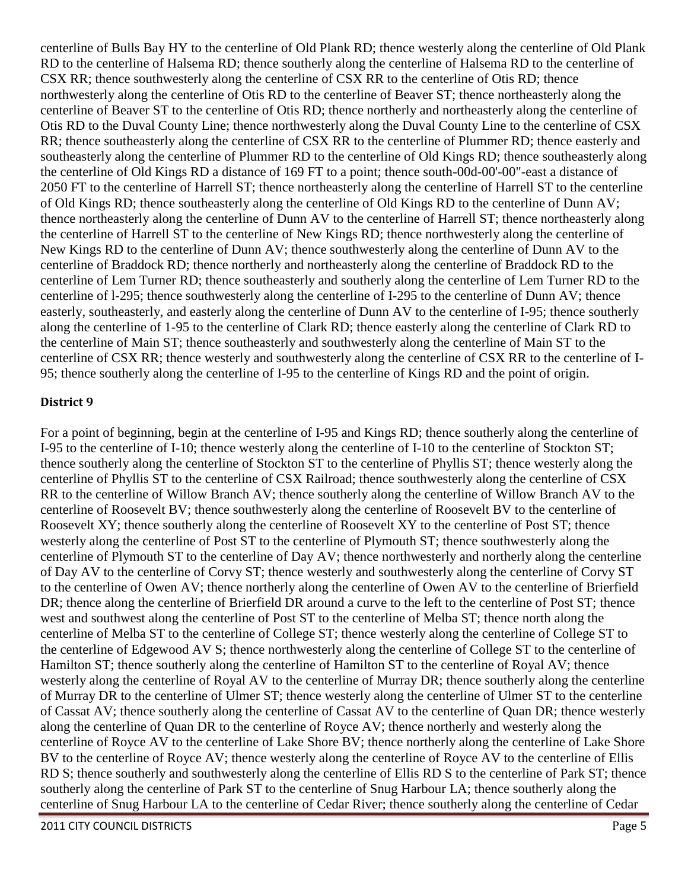centerline of Bulls Bay HY to the centerline of Old Plank RD; thence westerly along the centerline of Old Plank RD to the centerline of Halsema RD; thence southerly along the centerline of Halsema RD to the centerline of CSX RR; thence southwesterly along the centerline of CSX RR to the centerline of Otis RD; thence northwesterly along the centerline of Otis RD to the centerline of Beaver ST; thence northeasterly along the centerline of Beaver ST to the centerline of Otis RD; thence northerly and northeasterly along the centerline of Otis RD to the Duval County Line; thence northwesterly along the Duval County Line to the centerline of CSX RR; thence southeasterly along the centerline of CSX RR to the centerline of Plummer RD; thence easterly and southeasterly along the centerline of Plummer RD to the centerline of Old Kings RD; thence southeasterly along the centerline of Old Kings RD a distance of 169 FT to a point; thence south-00d-00'-00"-east a distance of 2050 FT to the centerline of Harrell ST; thence northeasterly along the centerline of Harrell ST to the centerline of Old Kings RD; thence southeasterly along the centerline of Old Kings RD to the centerline of Dunn AV; thence northeasterly along the centerline of Dunn AV to the centerline of Harrell ST; thence northeasterly along the centerline of Harrell ST to the centerline of New Kings RD; thence northwesterly along the centerline of New Kings RD to the centerline of Dunn AV; thence southwesterly along the centerline of Dunn AV to the centerline of Braddock RD; thence northerly and northeasterly along the centerline of Braddock RD to the centerline of Lem Turner RD; thence southeasterly and southerly along the centerline of Lem Turner RD to the centerline of l-295; thence southwesterly along the centerline of I-295 to the centerline of Dunn AV; thence easterly, southeasterly, and easterly along the centerline of Dunn AV to the centerline of I-95; thence southerly along the centerline of 1-95 to the centerline of Clark RD; thence easterly along the centerline of Clark RD to the centerline of Main ST; thence southeasterly and southwesterly along the centerline of Main ST to the centerline of CSX RR; thence westerly and southwesterly along the centerline of CSX RR to the centerline of I-95; thence southerly along the centerline of I-95 to the centerline of Kings RD and the point of origin.

**District 9**

For a point of beginning, begin at the centerline of I-95 and Kings RD; thence southerly along the centerline of I-95 to the centerline of I-10; thence westerly along the centerline of I-10 to the centerline of Stockton ST; thence southerly along the centerline of Stockton ST to the centerline of Phyllis ST; thence westerly along the centerline of Phyllis ST to the centerline of CSX Railroad; thence southwesterly along the centerline of CSX RR to the centerline of Willow Branch AV; thence southerly along the centerline of Willow Branch AV to the centerline of Roosevelt BV; thence southwesterly along the centerline of Roosevelt BV to the centerline of Roosevelt XY; thence southerly along the centerline of Roosevelt XY to the centerline of Post ST; thence westerly along the centerline of Post ST to the centerline of Plymouth ST; thence southwesterly along the centerline of Plymouth ST to the centerline of Day AV; thence northwesterly and northerly along the centerline of Day AV to the centerline of Corvy ST; thence westerly and southwesterly along the centerline of Corvy ST to the centerline of Owen AV; thence northerly along the centerline of Owen AV to the centerline of Brierfield DR; thence along the centerline of Brierfield DR around a curve to the left to the centerline of Post ST; thence west and southwest along the centerline of Post ST to the centerline of Melba ST; thence north along the centerline of Melba ST to the centerline of College ST; thence westerly along the centerline of College ST to the centerline of Edgewood AV S; thence northwesterly along the centerline of College ST to the centerline of Hamilton ST; thence southerly along the centerline of Hamilton ST to the centerline of Royal AV; thence westerly along the centerline of Royal AV to the centerline of Murray DR; thence southerly along the centerline of Murray DR to the centerline of Ulmer ST; thence westerly along the centerline of Ulmer ST to the centerline of Cassat AV; thence southerly along the centerline of Cassat AV to the centerline of Quan DR; thence westerly along the centerline of Quan DR to the centerline of Royce AV; thence northerly and westerly along the centerline of Royce AV to the centerline of Lake Shore BV; thence northerly along the centerline of Lake Shore BV to the centerline of Royce AV; thence westerly along the centerline of Royce AV to the centerline of Ellis RD S; thence southerly and southwesterly along the centerline of Ellis RD S to the centerline of Park ST; thence southerly along the centerline of Park ST to the centerline of Snug Harbour LA; thence southerly along the centerline of Snug Harbour LA to the centerline of Cedar River; thence southerly along the centerline of Cedar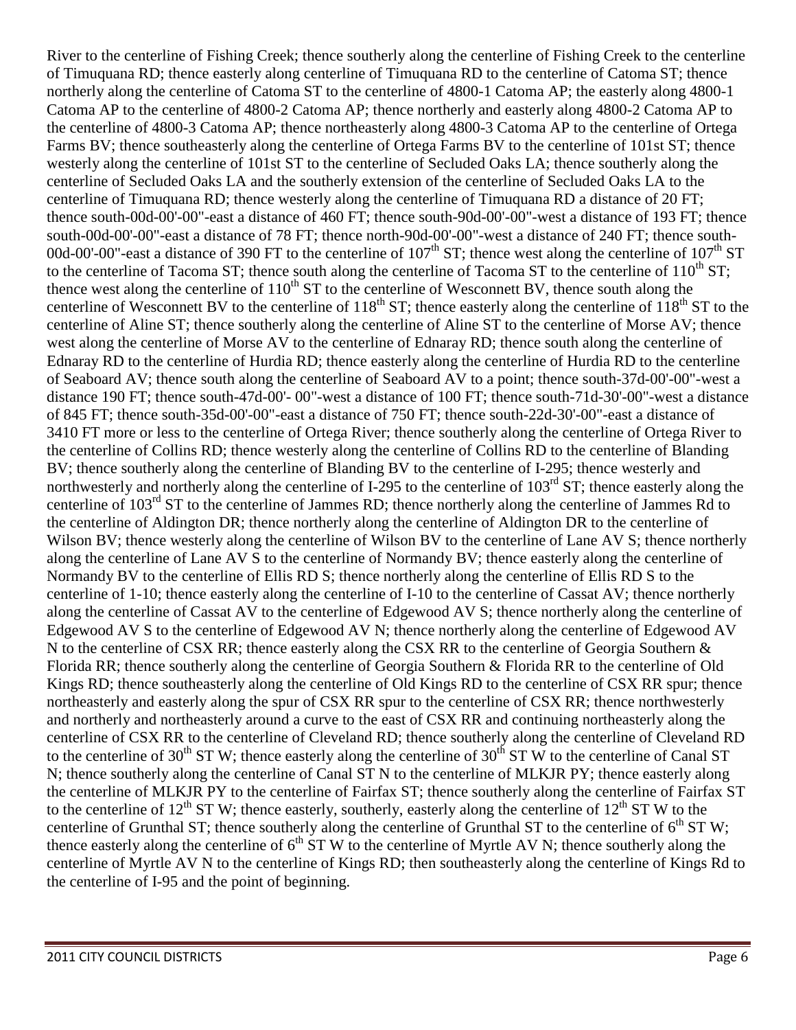River to the centerline of Fishing Creek; thence southerly along the centerline of Fishing Creek to the centerline of Timuquana RD; thence easterly along centerline of Timuquana RD to the centerline of Catoma ST; thence northerly along the centerline of Catoma ST to the centerline of 4800-1 Catoma AP; the easterly along 4800-1 Catoma AP to the centerline of 4800-2 Catoma AP; thence northerly and easterly along 4800-2 Catoma AP to the centerline of 4800-3 Catoma AP; thence northeasterly along 4800-3 Catoma AP to the centerline of Ortega Farms BV; thence southeasterly along the centerline of Ortega Farms BV to the centerline of 101st ST; thence westerly along the centerline of 101st ST to the centerline of Secluded Oaks LA; thence southerly along the centerline of Secluded Oaks LA and the southerly extension of the centerline of Secluded Oaks LA to the centerline of Timuquana RD; thence westerly along the centerline of Timuquana RD a distance of 20 FT; thence south-00d-00'-00"-east a distance of 460 FT; thence south-90d-00'-00"-west a distance of 193 FT; thence south-00d-00'-00"-east a distance of 78 FT; thence north-90d-00'-00"-west a distance of 240 FT; thence south-00d-00'-00"-east a distance of 390 FT to the centerline of 107th ST; thence west along the centerline of 107th ST to the centerline of Tacoma ST; thence south along the centerline of Tacoma ST to the centerline of 110th ST; thence west along the centerline of 110th ST to the centerline of Wesconnett BV, thence south along the centerline of Wesconnett BV to the centerline of 118th ST; thence easterly along the centerline of 118th ST to the centerline of Aline ST; thence southerly along the centerline of Aline ST to the centerline of Morse AV; thence west along the centerline of Morse AV to the centerline of Ednaray RD; thence south along the centerline of Ednaray RD to the centerline of Hurdia RD; thence easterly along the centerline of Hurdia RD to the centerline of Seaboard AV; thence south along the centerline of Seaboard AV to a point; thence south-37d-00'-00"-west a distance 190 FT; thence south-47d-00'- 00"-west a distance of 100 FT; thence south-71d-30'-00"-west a distance of 845 FT; thence south-35d-00'-00"-east a distance of 750 FT; thence south-22d-30'-00"-east a distance of 3410 FT more or less to the centerline of Ortega River; thence southerly along the centerline of Ortega River to the centerline of Collins RD; thence westerly along the centerline of Collins RD to the centerline of Blanding BV; thence southerly along the centerline of Blanding BV to the centerline of I-295; thence westerly and northwesterly and northerly along the centerline of I-295 to the centerline of 103rd ST; thence easterly along the centerline of 103rd ST to the centerline of Jammes RD; thence northerly along the centerline of Jammes Rd to the centerline of Aldington DR; thence northerly along the centerline of Aldington DR to the centerline of Wilson BV; thence westerly along the centerline of Wilson BV to the centerline of Lane AV S; thence northerly along the centerline of Lane AV S to the centerline of Normandy BV; thence easterly along the centerline of Normandy BV to the centerline of Ellis RD S; thence northerly along the centerline of Ellis RD S to the centerline of 1-10; thence easterly along the centerline of I-10 to the centerline of Cassat AV; thence northerly along the centerline of Cassat AV to the centerline of Edgewood AV S; thence northerly along the centerline of Edgewood AV S to the centerline of Edgewood AV N; thence northerly along the centerline of Edgewood AV N to the centerline of CSX RR; thence easterly along the CSX RR to the centerline of Georgia Southern & Florida RR; thence southerly along the centerline of Georgia Southern & Florida RR to the centerline of Old Kings RD; thence southeasterly along the centerline of Old Kings RD to the centerline of CSX RR spur; thence northeasterly and easterly along the spur of CSX RR spur to the centerline of CSX RR; thence northwesterly and northerly and northeasterly around a curve to the east of CSX RR and continuing northeasterly along the centerline of CSX RR to the centerline of Cleveland RD; thence southerly along the centerline of Cleveland RD to the centerline of 30th ST W; thence easterly along the centerline of 30th ST W to the centerline of Canal ST N; thence southerly along the centerline of Canal ST N to the centerline of MLKJR PY; thence easterly along the centerline of MLKJR PY to the centerline of Fairfax ST; thence southerly along the centerline of Fairfax ST to the centerline of 12th ST W; thence easterly, southerly, easterly along the centerline of 12th ST W to the centerline of Grunthal ST; thence southerly along the centerline of Grunthal ST to the centerline of 6th ST W; thence easterly along the centerline of 6th ST W to the centerline of Myrtle AV N; thence southerly along the centerline of Myrtle AV N to the centerline of Kings RD; then southeasterly along the centerline of Kings Rd to the centerline of I-95 and the point of beginning.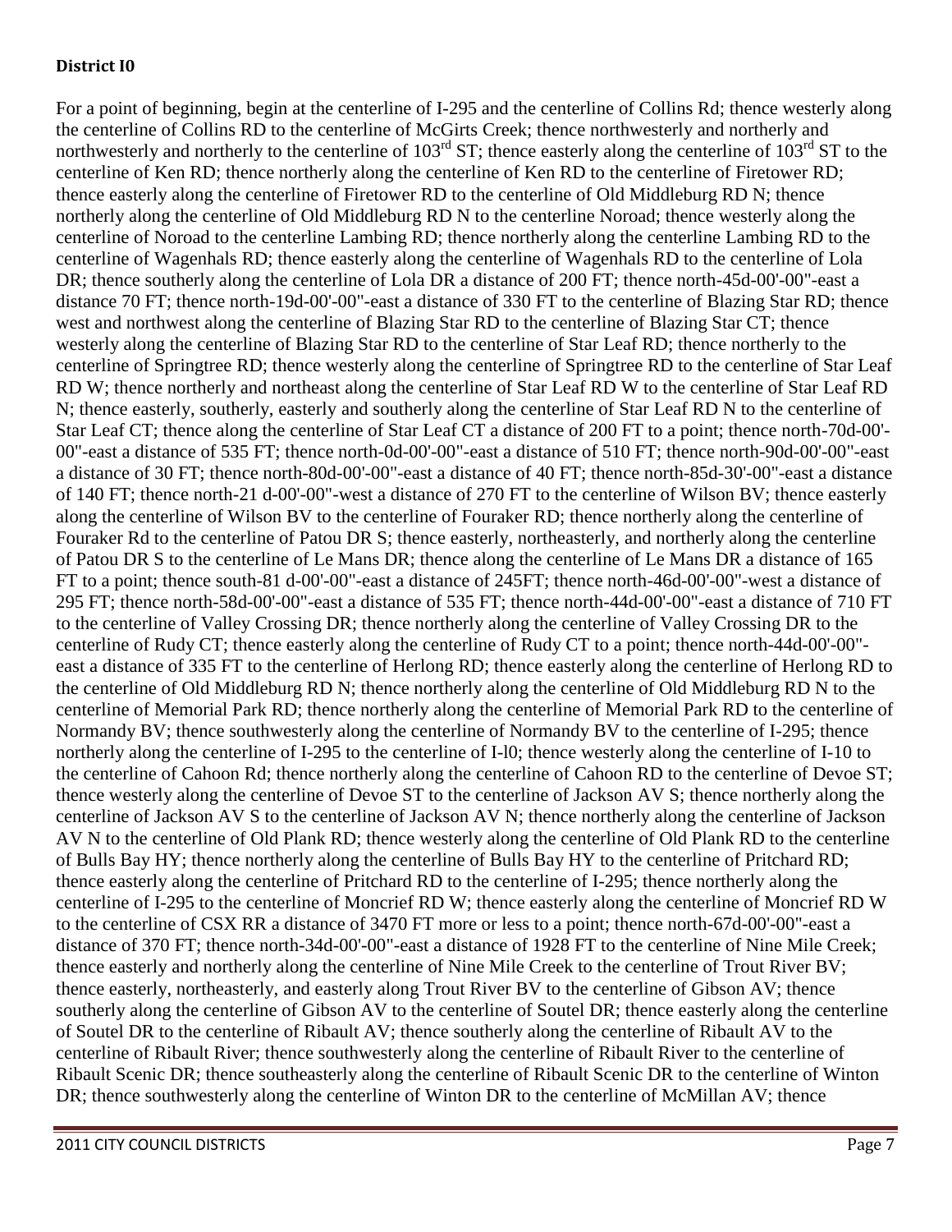**District I0**

For a point of beginning, begin at the centerline of I-295 and the centerline of Collins Rd; thence westerly along the centerline of Collins RD to the centerline of McGirts Creek; thence northwesterly and northerly and northwesterly and northerly to the centerline of 103rd ST; thence easterly along the centerline of 103rd ST to the centerline of Ken RD; thence northerly along the centerline of Ken RD to the centerline of Firetower RD; thence easterly along the centerline of Firetower RD to the centerline of Old Middleburg RD N; thence northerly along the centerline of Old Middleburg RD N to the centerline Noroad; thence westerly along the centerline of Noroad to the centerline Lambing RD; thence northerly along the centerline Lambing RD to the centerline of Wagenhals RD; thence easterly along the centerline of Wagenhals RD to the centerline of Lola DR; thence southerly along the centerline of Lola DR a distance of 200 FT; thence north-45d-00'-00"-east a distance 70 FT; thence north-19d-00'-00"-east a distance of 330 FT to the centerline of Blazing Star RD; thence west and northwest along the centerline of Blazing Star RD to the centerline of Blazing Star CT; thence westerly along the centerline of Blazing Star RD to the centerline of Star Leaf RD; thence northerly to the centerline of Springtree RD; thence westerly along the centerline of Springtree RD to the centerline of Star Leaf RD W; thence northerly and northeast along the centerline of Star Leaf RD W to the centerline of Star Leaf RD N; thence easterly, southerly, easterly and southerly along the centerline of Star Leaf RD N to the centerline of Star Leaf CT; thence along the centerline of Star Leaf CT a distance of 200 FT to a point; thence north-70d-00'-00"-east a distance of 535 FT; thence north-0d-00'-00"-east a distance of 510 FT; thence north-90d-00'-00"-east a distance of 30 FT; thence north-80d-00'-00"-east a distance of 40 FT; thence north-85d-30'-00"-east a distance of 140 FT; thence north-21 d-00'-00"-west a distance of 270 FT to the centerline of Wilson BV; thence easterly along the centerline of Wilson BV to the centerline of Fouraker RD; thence northerly along the centerline of Fouraker Rd to the centerline of Patou DR S; thence easterly, northeasterly, and northerly along the centerline of Patou DR S to the centerline of Le Mans DR; thence along the centerline of Le Mans DR a distance of 165 FT to a point; thence south-81 d-00'-00"-east a distance of 245FT; thence north-46d-00'-00"-west a distance of 295 FT; thence north-58d-00'-00"-east a distance of 535 FT; thence north-44d-00'-00"-east a distance of 710 FT to the centerline of Valley Crossing DR; thence northerly along the centerline of Valley Crossing DR to the centerline of Rudy CT; thence easterly along the centerline of Rudy CT to a point; thence north-44d-00'-00"-east a distance of 335 FT to the centerline of Herlong RD; thence easterly along the centerline of Herlong RD to the centerline of Old Middleburg RD N; thence northerly along the centerline of Old Middleburg RD N to the centerline of Memorial Park RD; thence northerly along the centerline of Memorial Park RD to the centerline of Normandy BV; thence southwesterly along the centerline of Normandy BV to the centerline of I-295; thence northerly along the centerline of I-295 to the centerline of I-l0; thence westerly along the centerline of I-10 to the centerline of Cahoon Rd; thence northerly along the centerline of Cahoon RD to the centerline of Devoe ST; thence westerly along the centerline of Devoe ST to the centerline of Jackson AV S; thence northerly along the centerline of Jackson AV S to the centerline of Jackson AV N; thence northerly along the centerline of Jackson AV N to the centerline of Old Plank RD; thence westerly along the centerline of Old Plank RD to the centerline of Bulls Bay HY; thence northerly along the centerline of Bulls Bay HY to the centerline of Pritchard RD; thence easterly along the centerline of Pritchard RD to the centerline of I-295; thence northerly along the centerline of I-295 to the centerline of Moncrief RD W; thence easterly along the centerline of Moncrief RD W to the centerline of CSX RR a distance of 3470 FT more or less to a point; thence north-67d-00'-00"-east a distance of 370 FT; thence north-34d-00'-00"-east a distance of 1928 FT to the centerline of Nine Mile Creek; thence easterly and northerly along the centerline of Nine Mile Creek to the centerline of Trout River BV; thence easterly, northeasterly, and easterly along Trout River BV to the centerline of Gibson AV; thence southerly along the centerline of Gibson AV to the centerline of Soutel DR; thence easterly along the centerline of Soutel DR to the centerline of Ribault AV; thence southerly along the centerline of Ribault AV to the centerline of Ribault River; thence southwesterly along the centerline of Ribault River to the centerline of Ribault Scenic DR; thence southeasterly along the centerline of Ribault Scenic DR to the centerline of Winton DR; thence southwesterly along the centerline of Winton DR to the centerline of McMillan AV; thence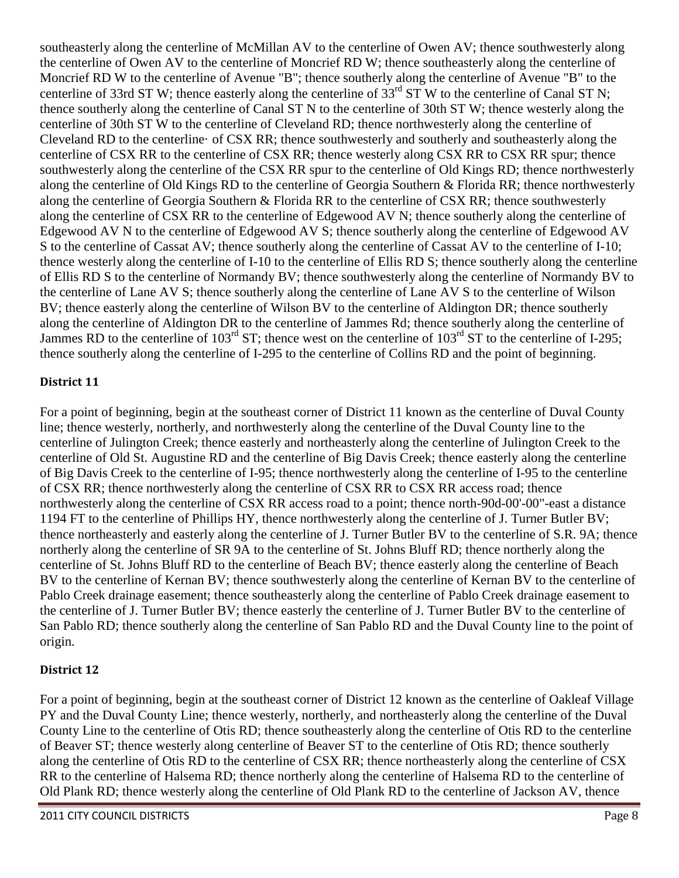southeasterly along the centerline of McMillan AV to the centerline of Owen AV; thence southwesterly along the centerline of Owen AV to the centerline of Moncrief RD W; thence southeasterly along the centerline of Moncrief RD W to the centerline of Avenue "B"; thence southerly along the centerline of Avenue "B" to the centerline of 33rd ST W; thence easterly along the centerline of 33rd ST W to the centerline of Canal ST N; thence southerly along the centerline of Canal ST N to the centerline of 30th ST W; thence westerly along the centerline of 30th ST W to the centerline of Cleveland RD; thence northwesterly along the centerline of Cleveland RD to the centerline· of CSX RR; thence southwesterly and southerly and southeasterly along the centerline of CSX RR to the centerline of CSX RR; thence westerly along CSX RR to CSX RR spur; thence southwesterly along the centerline of the CSX RR spur to the centerline of Old Kings RD; thence northwesterly along the centerline of Old Kings RD to the centerline of Georgia Southern & Florida RR; thence northwesterly along the centerline of Georgia Southern & Florida RR to the centerline of CSX RR; thence southwesterly along the centerline of CSX RR to the centerline of Edgewood AV N; thence southerly along the centerline of Edgewood AV N to the centerline of Edgewood AV S; thence southerly along the centerline of Edgewood AV S to the centerline of Cassat AV; thence southerly along the centerline of Cassat AV to the centerline of I-10; thence westerly along the centerline of I-10 to the centerline of Ellis RD S; thence southerly along the centerline of Ellis RD S to the centerline of Normandy BV; thence southwesterly along the centerline of Normandy BV to the centerline of Lane AV S; thence southerly along the centerline of Lane AV S to the centerline of Wilson BV; thence easterly along the centerline of Wilson BV to the centerline of Aldington DR; thence southerly along the centerline of Aldington DR to the centerline of Jammes Rd; thence southerly along the centerline of Jammes RD to the centerline of 103rd ST; thence west on the centerline of 103rd ST to the centerline of I-295; thence southerly along the centerline of I-295 to the centerline of Collins RD and the point of beginning.

### District 11

For a point of beginning, begin at the southeast corner of District 11 known as the centerline of Duval County line; thence westerly, northerly, and northwesterly along the centerline of the Duval County line to the centerline of Julington Creek; thence easterly and northeasterly along the centerline of Julington Creek to the centerline of Old St. Augustine RD and the centerline of Big Davis Creek; thence easterly along the centerline of Big Davis Creek to the centerline of I-95; thence northwesterly along the centerline of I-95 to the centerline of CSX RR; thence northwesterly along the centerline of CSX RR to CSX RR access road; thence northwesterly along the centerline of CSX RR access road to a point; thence north-90d-00'-00"-east a distance 1194 FT to the centerline of Phillips HY, thence northwesterly along the centerline of J. Turner Butler BV; thence northeasterly and easterly along the centerline of J. Turner Butler BV to the centerline of S.R. 9A; thence northerly along the centerline of SR 9A to the centerline of St. Johns Bluff RD; thence northerly along the centerline of St. Johns Bluff RD to the centerline of Beach BV; thence easterly along the centerline of Beach BV to the centerline of Kernan BV; thence southwesterly along the centerline of Kernan BV to the centerline of Pablo Creek drainage easement; thence southeasterly along the centerline of Pablo Creek drainage easement to the centerline of J. Turner Butler BV; thence easterly the centerline of J. Turner Butler BV to the centerline of San Pablo RD; thence southerly along the centerline of San Pablo RD and the Duval County line to the point of origin.

### District 12

For a point of beginning, begin at the southeast corner of District 12 known as the centerline of Oakleaf Village PY and the Duval County Line; thence westerly, northerly, and northeasterly along the centerline of the Duval County Line to the centerline of Otis RD; thence southeasterly along the centerline of Otis RD to the centerline of Beaver ST; thence westerly along centerline of Beaver ST to the centerline of Otis RD; thence southerly along the centerline of Otis RD to the centerline of CSX RR; thence northeasterly along the centerline of CSX RR to the centerline of Halsema RD; thence northerly along the centerline of Halsema RD to the centerline of Old Plank RD; thence westerly along the centerline of Old Plank RD to the centerline of Jackson AV, thence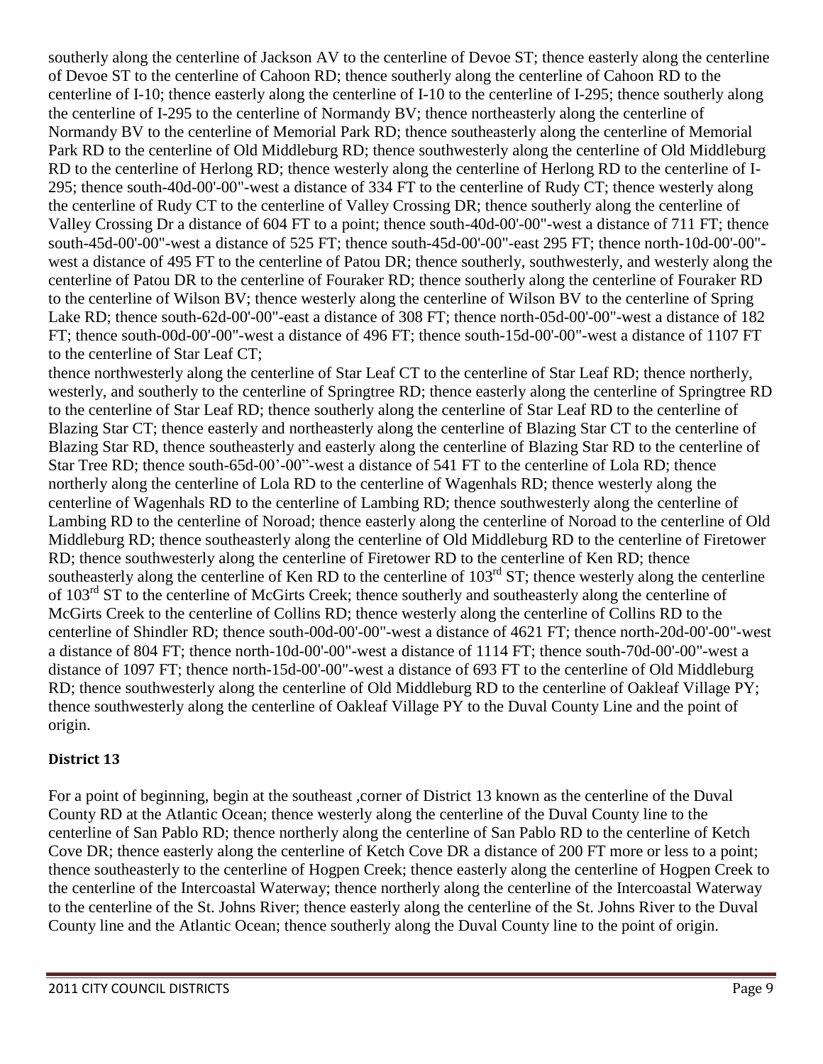southerly along the centerline of Jackson AV to the centerline of Devoe ST; thence easterly along the centerline of Devoe ST to the centerline of Cahoon RD; thence southerly along the centerline of Cahoon RD to the centerline of I-10; thence easterly along the centerline of I-10 to the centerline of I-295; thence southerly along the centerline of I-295 to the centerline of Normandy BV; thence northeasterly along the centerline of Normandy BV to the centerline of Memorial Park RD; thence southeasterly along the centerline of Memorial Park RD to the centerline of Old Middleburg RD; thence southwesterly along the centerline of Old Middleburg RD to the centerline of Herlong RD; thence westerly along the centerline of Herlong RD to the centerline of I-295; thence south-40d-00'-00"-west a distance of 334 FT to the centerline of Rudy CT; thence westerly along the centerline of Rudy CT to the centerline of Valley Crossing DR; thence southerly along the centerline of Valley Crossing Dr a distance of 604 FT to a point; thence south-40d-00'-00"-west a distance of 711 FT; thence south-45d-00'-00"-west a distance of 525 FT; thence south-45d-00'-00"-east 295 FT; thence north-10d-00'-00"-west a distance of 495 FT to the centerline of Patou DR; thence southerly, southwesterly, and westerly along the centerline of Patou DR to the centerline of Fouraker RD; thence southerly along the centerline of Fouraker RD to the centerline of Wilson BV; thence westerly along the centerline of Wilson BV to the centerline of Spring Lake RD; thence south-62d-00'-00"-east a distance of 308 FT; thence north-05d-00'-00"-west a distance of 182 FT; thence south-00d-00'-00"-west a distance of 496 FT; thence south-15d-00'-00"-west a distance of 1107 FT to the centerline of Star Leaf CT;

thence northwesterly along the centerline of Star Leaf CT to the centerline of Star Leaf RD; thence northerly, westerly, and southerly to the centerline of Springtree RD; thence easterly along the centerline of Springtree RD to the centerline of Star Leaf RD; thence southerly along the centerline of Star Leaf RD to the centerline of Blazing Star CT; thence easterly and northeasterly along the centerline of Blazing Star CT to the centerline of Blazing Star RD, thence southeasterly and easterly along the centerline of Blazing Star RD to the centerline of Star Tree RD; thence south-65d-00'-00"-west a distance of 541 FT to the centerline of Lola RD; thence northerly along the centerline of Lola RD to the centerline of Wagenhals RD; thence westerly along the centerline of Wagenhals RD to the centerline of Lambing RD; thence southwesterly along the centerline of Lambing RD to the centerline of Noroad; thence easterly along the centerline of Noroad to the centerline of Old Middleburg RD; thence southeasterly along the centerline of Old Middleburg RD to the centerline of Firetower RD; thence southwesterly along the centerline of Firetower RD to the centerline of Ken RD; thence southeasterly along the centerline of Ken RD to the centerline of 103rd ST; thence westerly along the centerline of 103rd ST to the centerline of McGirts Creek; thence southerly and southeasterly along the centerline of McGirts Creek to the centerline of Collins RD; thence westerly along the centerline of Collins RD to the centerline of Shindler RD; thence south-00d-00'-00"-west a distance of 4621 FT; thence north-20d-00'-00"-west a distance of 804 FT; thence north-10d-00'-00"-west a distance of 1114 FT; thence south-70d-00'-00"-west a distance of 1097 FT; thence north-15d-00'-00"-west a distance of 693 FT to the centerline of Old Middleburg RD; thence southwesterly along the centerline of Old Middleburg RD to the centerline of Oakleaf Village PY; thence southwesterly along the centerline of Oakleaf Village PY to the Duval County Line and the point of origin.

### District 13

For a point of beginning, begin at the southeast ,corner of District 13 known as the centerline of the Duval County RD at the Atlantic Ocean; thence westerly along the centerline of the Duval County line to the centerline of San Pablo RD; thence northerly along the centerline of San Pablo RD to the centerline of Ketch Cove DR; thence easterly along the centerline of Ketch Cove DR a distance of 200 FT more or less to a point; thence southeasterly to the centerline of Hogpen Creek; thence easterly along the centerline of Hogpen Creek to the centerline of the Intercoastal Waterway; thence northerly along the centerline of the Intercoastal Waterway to the centerline of the St. Johns River; thence easterly along the centerline of the St. Johns River to the Duval County line and the Atlantic Ocean; thence southerly along the Duval County line to the point of origin.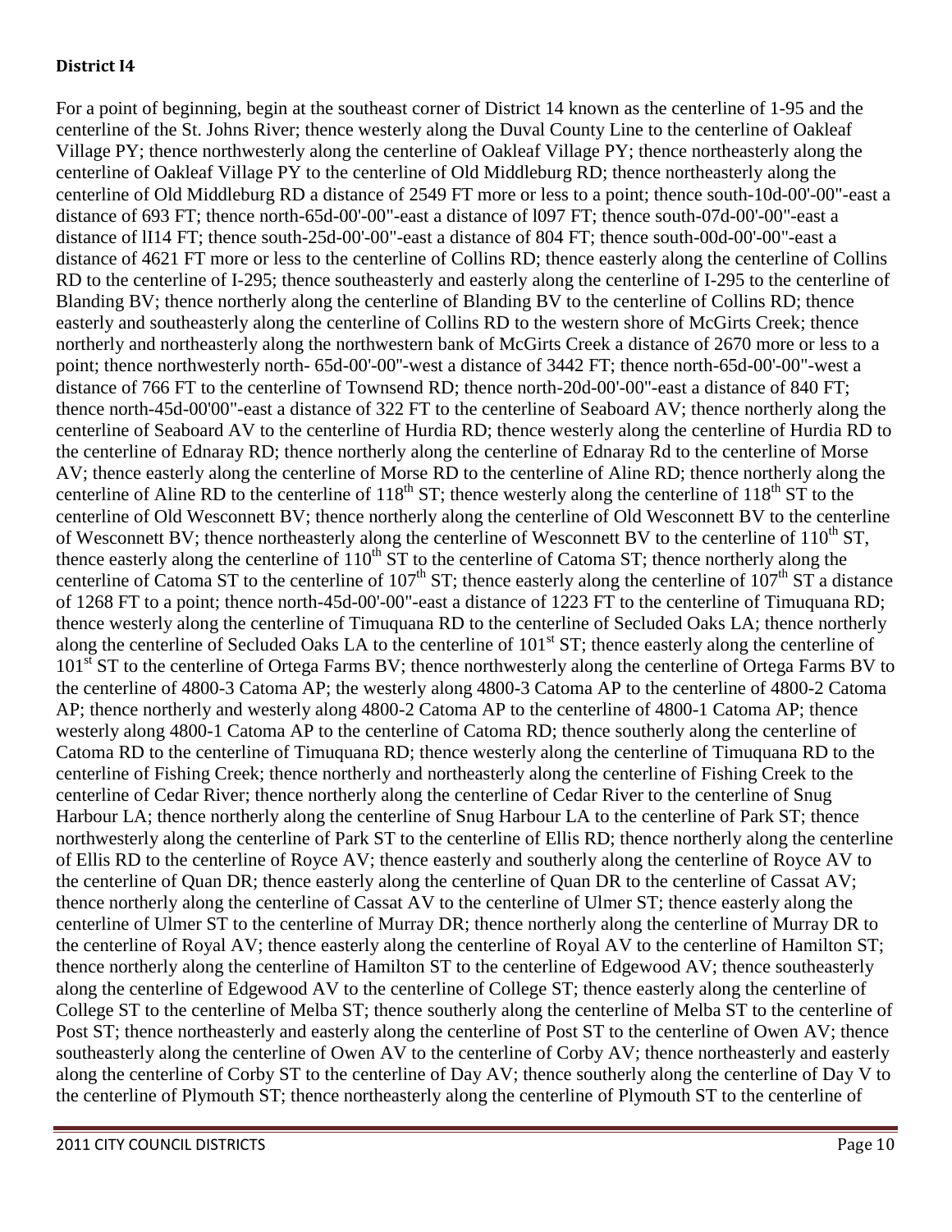**District I4**

For a point of beginning, begin at the southeast corner of District 14 known as the centerline of 1-95 and the centerline of the St. Johns River; thence westerly along the Duval County Line to the centerline of Oakleaf Village PY; thence northwesterly along the centerline of Oakleaf Village PY; thence northeasterly along the centerline of Oakleaf Village PY to the centerline of Old Middleburg RD; thence northeasterly along the centerline of Old Middleburg RD a distance of 2549 FT more or less to a point; thence south-10d-00'-00"-east a distance of 693 FT; thence north-65d-00'-00"-east a distance of l097 FT; thence south-07d-00'-00"-east a distance of lI14 FT; thence south-25d-00'-00"-east a distance of 804 FT; thence south-00d-00'-00"-east a distance of 4621 FT more or less to the centerline of Collins RD; thence easterly along the centerline of Collins RD to the centerline of I-295; thence southeasterly and easterly along the centerline of I-295 to the centerline of Blanding BV; thence northerly along the centerline of Blanding BV to the centerline of Collins RD; thence easterly and southeasterly along the centerline of Collins RD to the western shore of McGirts Creek; thence northerly and northeasterly along the northwestern bank of McGirts Creek a distance of 2670 more or less to a point; thence northwesterly north- 65d-00'-00"-west a distance of 3442 FT; thence north-65d-00'-00"-west a distance of 766 FT to the centerline of Townsend RD; thence north-20d-00'-00"-east a distance of 840 FT; thence north-45d-00'00"-east a distance of 322 FT to the centerline of Seaboard AV; thence northerly along the centerline of Seaboard AV to the centerline of Hurdia RD; thence westerly along the centerline of Hurdia RD to the centerline of Ednaray RD; thence northerly along the centerline of Ednaray Rd to the centerline of Morse AV; thence easterly along the centerline of Morse RD to the centerline of Aline RD; thence northerly along the centerline of Aline RD to the centerline of 118th ST; thence westerly along the centerline of 118th ST to the centerline of Old Wesconnett BV; thence northerly along the centerline of Old Wesconnett BV to the centerline of Wesconnett BV; thence northeasterly along the centerline of Wesconnett BV to the centerline of 110th ST, thence easterly along the centerline of 110th ST to the centerline of Catoma ST; thence northerly along the centerline of Catoma ST to the centerline of 107th ST; thence easterly along the centerline of 107th ST a distance of 1268 FT to a point; thence north-45d-00'-00"-east a distance of 1223 FT to the centerline of Timuquana RD; thence westerly along the centerline of Timuquana RD to the centerline of Secluded Oaks LA; thence northerly along the centerline of Secluded Oaks LA to the centerline of 101st ST; thence easterly along the centerline of 101st ST to the centerline of Ortega Farms BV; thence northwesterly along the centerline of Ortega Farms BV to the centerline of 4800-3 Catoma AP; the westerly along 4800-3 Catoma AP to the centerline of 4800-2 Catoma AP; thence northerly and westerly along 4800-2 Catoma AP to the centerline of 4800-1 Catoma AP; thence westerly along 4800-1 Catoma AP to the centerline of Catoma RD; thence southerly along the centerline of Catoma RD to the centerline of Timuquana RD; thence westerly along the centerline of Timuquana RD to the centerline of Fishing Creek; thence northerly and northeasterly along the centerline of Fishing Creek to the centerline of Cedar River; thence northerly along the centerline of Cedar River to the centerline of Snug Harbour LA; thence northerly along the centerline of Snug Harbour LA to the centerline of Park ST; thence northwesterly along the centerline of Park ST to the centerline of Ellis RD; thence northerly along the centerline of Ellis RD to the centerline of Royce AV; thence easterly and southerly along the centerline of Royce AV to the centerline of Quan DR; thence easterly along the centerline of Quan DR to the centerline of Cassat AV; thence northerly along the centerline of Cassat AV to the centerline of Ulmer ST; thence easterly along the centerline of Ulmer ST to the centerline of Murray DR; thence northerly along the centerline of Murray DR to the centerline of Royal AV; thence easterly along the centerline of Royal AV to the centerline of Hamilton ST; thence northerly along the centerline of Hamilton ST to the centerline of Edgewood AV; thence southeasterly along the centerline of Edgewood AV to the centerline of College ST; thence easterly along the centerline of College ST to the centerline of Melba ST; thence southerly along the centerline of Melba ST to the centerline of Post ST; thence northeasterly and easterly along the centerline of Post ST to the centerline of Owen AV; thence southeasterly along the centerline of Owen AV to the centerline of Corby AV; thence northeasterly and easterly along the centerline of Corby ST to the centerline of Day AV; thence southerly along the centerline of Day V to the centerline of Plymouth ST; thence northeasterly along the centerline of Plymouth ST to the centerline of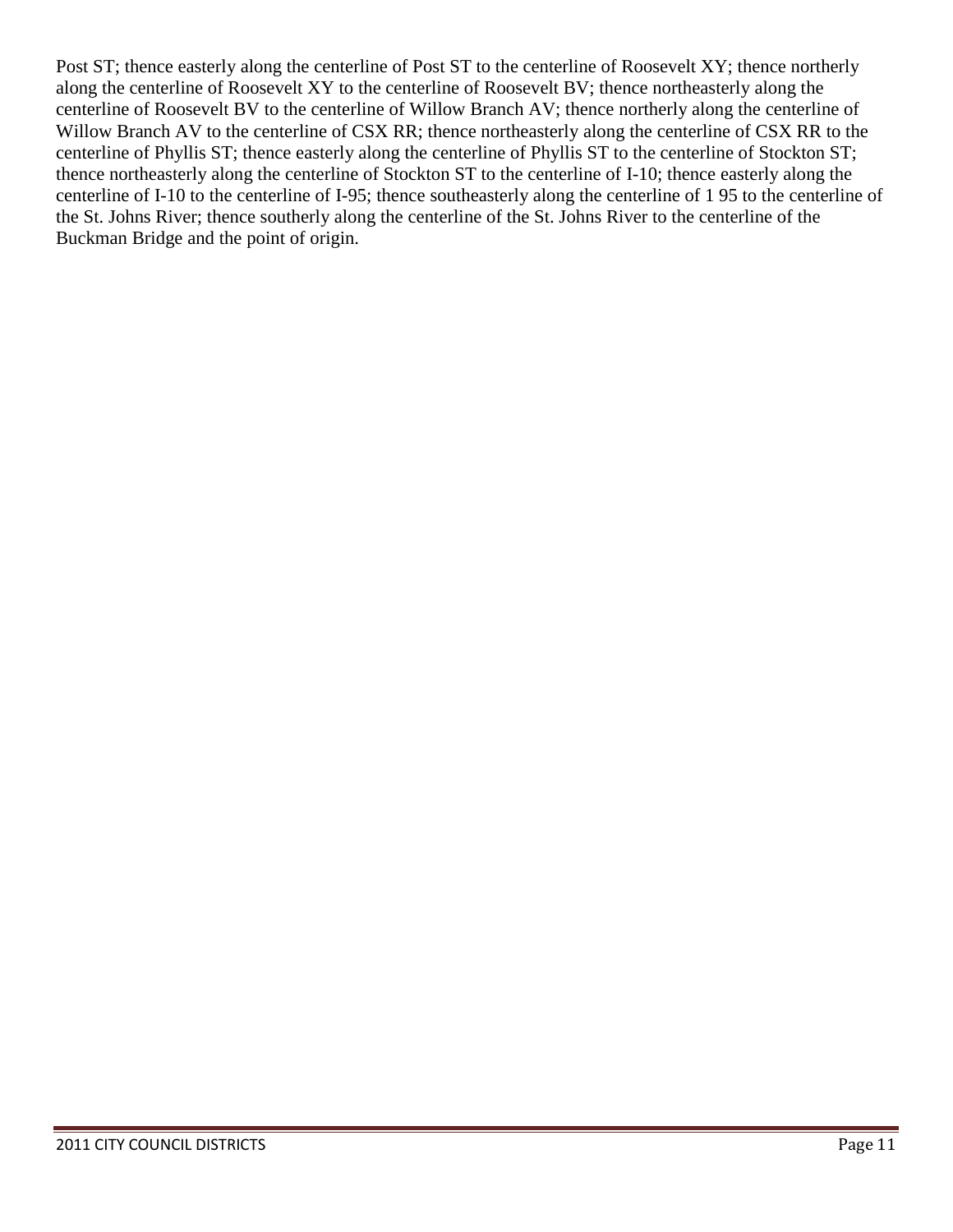Post ST; thence easterly along the centerline of Post ST to the centerline of Roosevelt XY; thence northerly along the centerline of Roosevelt XY to the centerline of Roosevelt BV; thence northeasterly along the centerline of Roosevelt BV to the centerline of Willow Branch AV; thence northerly along the centerline of Willow Branch AV to the centerline of CSX RR; thence northeasterly along the centerline of CSX RR to the centerline of Phyllis ST; thence easterly along the centerline of Phyllis ST to the centerline of Stockton ST; thence northeasterly along the centerline of Stockton ST to the centerline of I-10; thence easterly along the centerline of I-10 to the centerline of I-95; thence southeasterly along the centerline of 1 95 to the centerline of the St. Johns River; thence southerly along the centerline of the St. Johns River to the centerline of the Buckman Bridge and the point of origin.